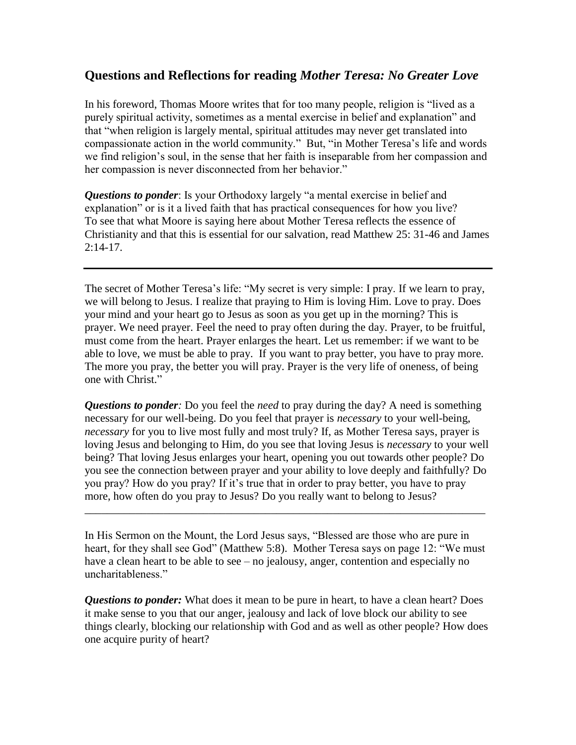## Questions and Reflections for reading *Mother Teresa: No Greater Love*

In his foreword, Thomas Moore writes that for too many people, religion is "lived as a purely spiritual activity, sometimes as a mental exercise in belief and explanation" and that "when religion is largely mental, spiritual attitudes may never get translated into compassionate action in the world community." But, "in Mother Teresa's life and words we find religion's soul, in the sense that her faith is inseparable from her compassion and her compassion is never disconnected from her behavior."

***Questions to ponder***: Is your Orthodoxy largely "a mental exercise in belief and explanation" or is it a lived faith that has practical consequences for how you live? To see that what Moore is saying here about Mother Teresa reflects the essence of Christianity and that this is essential for our salvation, read Matthew 25: 31-46 and James 2:14-17.

---

The secret of Mother Teresa's life: "My secret is very simple: I pray. If we learn to pray, we will belong to Jesus. I realize that praying to Him is loving Him. Love to pray. Does your mind and your heart go to Jesus as soon as you get up in the morning? This is prayer. We need prayer. Feel the need to pray often during the day. Prayer, to be fruitful, must come from the heart. Prayer enlarges the heart. Let us remember: if we want to be able to love, we must be able to pray. If you want to pray better, you have to pray more. The more you pray, the better you will pray. Prayer is the very life of oneness, of being one with Christ."

***Questions to ponder:*** Do you feel the *need* to pray during the day? A need is something necessary for our well-being. Do you feel that prayer is *necessary* to your well-being, *necessary* for you to live most fully and most truly? If, as Mother Teresa says, prayer is loving Jesus and belonging to Him, do you see that loving Jesus is *necessary* to your well being? That loving Jesus enlarges your heart, opening you out towards other people? Do you see the connection between prayer and your ability to love deeply and faithfully? Do you pray? How do you pray? If it's true that in order to pray better, you have to pray more, how often do you pray to Jesus? Do you really want to belong to Jesus?

---

In His Sermon on the Mount, the Lord Jesus says, "Blessed are those who are pure in heart, for they shall see God" (Matthew 5:8). Mother Teresa says on page 12: "We must have a clean heart to be able to see – no jealousy, anger, contention and especially no uncharitableness."

***Questions to ponder:*** What does it mean to be pure in heart, to have a clean heart? Does it make sense to you that our anger, jealousy and lack of love block our ability to see things clearly, blocking our relationship with God and as well as other people? How does one acquire purity of heart?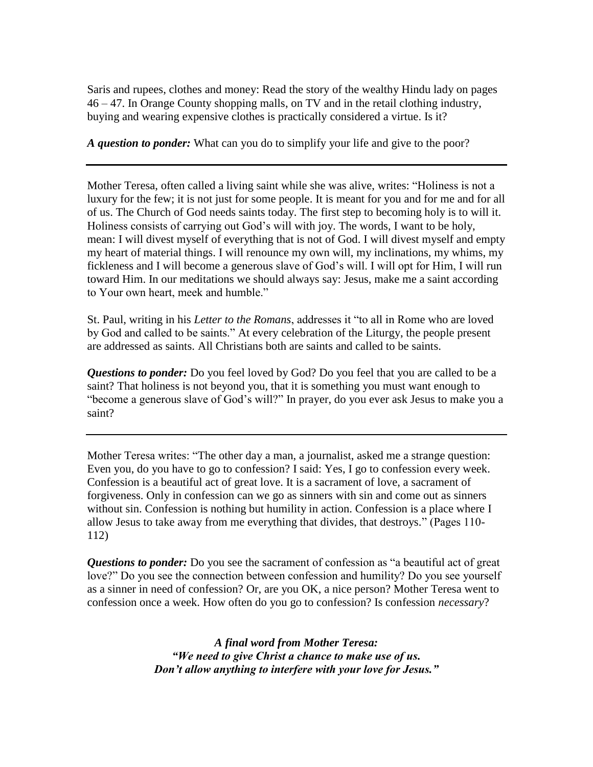Saris and rupees, clothes and money: Read the story of the wealthy Hindu lady on pages 46 – 47. In Orange County shopping malls, on TV and in the retail clothing industry, buying and wearing expensive clothes is practically considered a virtue. Is it?

***A question to ponder:*** What can you do to simplify your life and give to the poor?

---

Mother Teresa, often called a living saint while she was alive, writes: "Holiness is not a luxury for the few; it is not just for some people. It is meant for you and for me and for all of us. The Church of God needs saints today. The first step to becoming holy is to will it. Holiness consists of carrying out God's will with joy. The words, I want to be holy, mean: I will divest myself of everything that is not of God. I will divest myself and empty my heart of material things. I will renounce my own will, my inclinations, my whims, my fickleness and I will become a generous slave of God's will. I will opt for Him, I will run toward Him. In our meditations we should always say: Jesus, make me a saint according to Your own heart, meek and humble."

St. Paul, writing in his *Letter to the Romans*, addresses it "to all in Rome who are loved by God and called to be saints." At every celebration of the Liturgy, the people present are addressed as saints. All Christians both are saints and called to be saints.

***Questions to ponder:*** Do you feel loved by God? Do you feel that you are called to be a saint? That holiness is not beyond you, that it is something you must want enough to "become a generous slave of God's will?" In prayer, do you ever ask Jesus to make you a saint?

---

Mother Teresa writes: "The other day a man, a journalist, asked me a strange question: Even you, do you have to go to confession? I said: Yes, I go to confession every week. Confession is a beautiful act of great love. It is a sacrament of love, a sacrament of forgiveness. Only in confession can we go as sinners with sin and come out as sinners without sin. Confession is nothing but humility in action. Confession is a place where I allow Jesus to take away from me everything that divides, that destroys." (Pages 110-112)

***Questions to ponder:*** Do you see the sacrament of confession as "a beautiful act of great love?" Do you see the connection between confession and humility? Do you see yourself as a sinner in need of confession? Or, are you OK, a nice person? Mother Teresa went to confession once a week. How often do you go to confession? Is confession *necessary*?

***A final word from Mother Teresa:***
***"We need to give Christ a chance to make use of us.***
***Don't allow anything to interfere with your love for Jesus."***